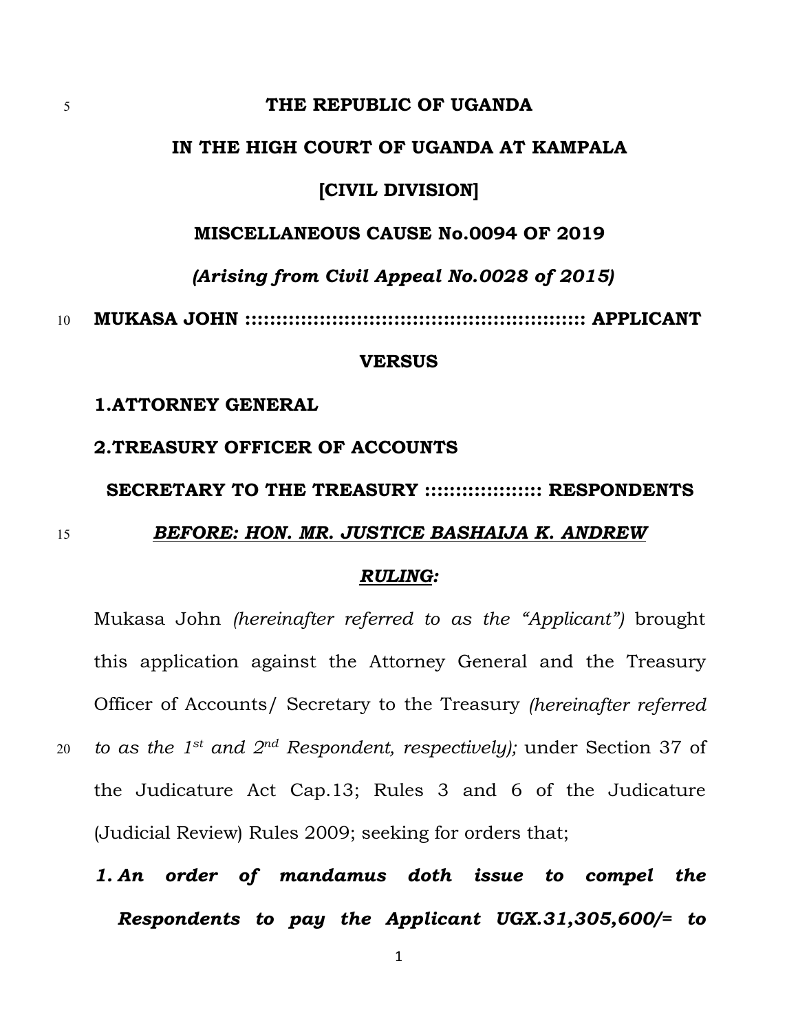**THE REPUBLIC OF UGANDA**

**IN THE HIGH COURT OF UGANDA AT KAMPALA**

**[CIVIL DIVISION]**

**MISCELLANEOUS CAUSE No.0094 OF 2019**

***(Arising from Civil Appeal No.0028 of 2015)***

**MUKASA JOHN :::::::::::::::::::::::::::::::::::::::::::::::::::::: APPLICANT**

**VERSUS**

**1.ATTORNEY GENERAL**

**2.TREASURY OFFICER OF ACCOUNTS**

**SECRETARY TO THE TREASURY :::::::::::::::::: RESPONDENTS**

***BEFORE: HON. MR. JUSTICE BASHAIJA K. ANDREW***

***RULING:***

Mukasa John *(hereinafter referred to as the "Applicant")* brought this application against the Attorney General and the Treasury Officer of Accounts/ Secretary to the Treasury *(hereinafter referred to as the 1st and 2nd Respondent, respectively);* under Section 37 of the Judicature Act Cap.13; Rules 3 and 6 of the Judicature (Judicial Review) Rules 2009; seeking for orders that;

1. ***An order of mandamus doth issue to compel the Respondents to pay the Applicant UGX.31,305,600/= to***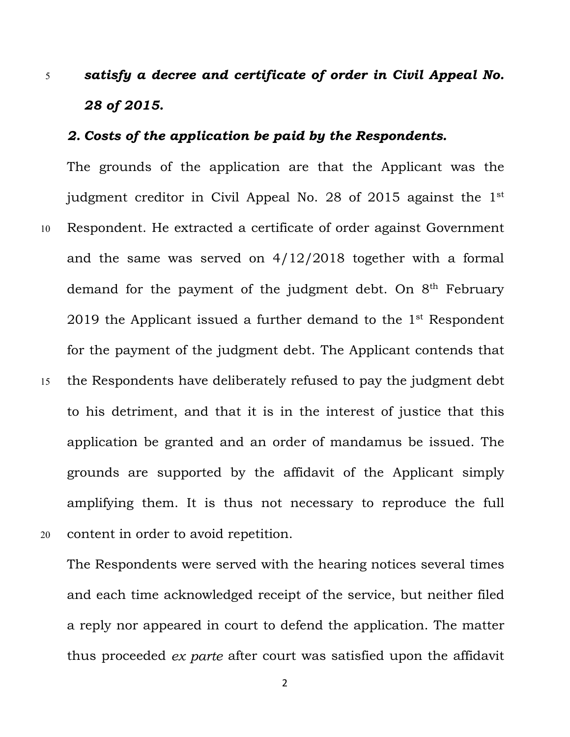***satisfy a decree and certificate of order in Civil Appeal No. 28 of 2015.***

***2. Costs of the application be paid by the Respondents.***

The grounds of the application are that the Applicant was the judgment creditor in Civil Appeal No. 28 of 2015 against the 1st Respondent. He extracted a certificate of order against Government and the same was served on 4/12/2018 together with a formal demand for the payment of the judgment debt. On 8th February 2019 the Applicant issued a further demand to the 1st Respondent for the payment of the judgment debt. The Applicant contends that the Respondents have deliberately refused to pay the judgment debt to his detriment, and that it is in the interest of justice that this application be granted and an order of mandamus be issued. The grounds are supported by the affidavit of the Applicant simply amplifying them. It is thus not necessary to reproduce the full content in order to avoid repetition.

The Respondents were served with the hearing notices several times and each time acknowledged receipt of the service, but neither filed a reply nor appeared in court to defend the application. The matter thus proceeded *ex parte* after court was satisfied upon the affidavit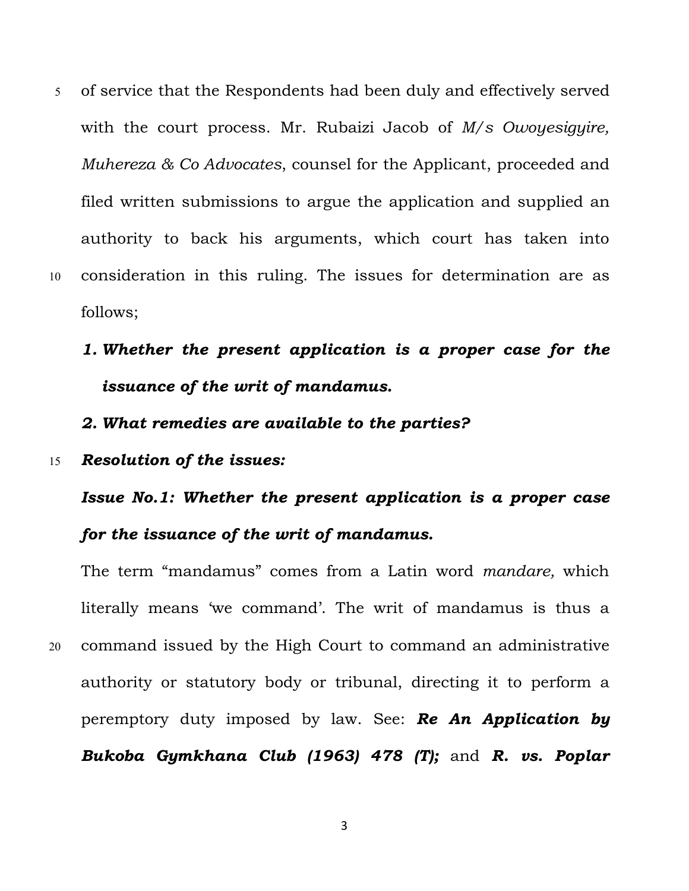of service that the Respondents had been duly and effectively served with the court process. Mr. Rubaizi Jacob of *M/s Owoyesigyire, Muhereza & Co Advocates*, counsel for the Applicant, proceeded and filed written submissions to argue the application and supplied an authority to back his arguments, which court has taken into consideration in this ruling. The issues for determination are as follows;

1. ***Whether the present application is a proper case for the issuance of the writ of mandamus.***
2. ***What remedies are available to the parties?***

***Resolution of the issues:***

***Issue No.1: Whether the present application is a proper case for the issuance of the writ of mandamus.***

The term "mandamus" comes from a Latin word *mandare,* which literally means 'we command'. The writ of mandamus is thus a command issued by the High Court to command an administrative authority or statutory body or tribunal, directing it to perform a peremptory duty imposed by law. See: ***Re An Application by Bukoba Gymkhana Club (1963) 478 (T);*** and ***R. vs. Poplar***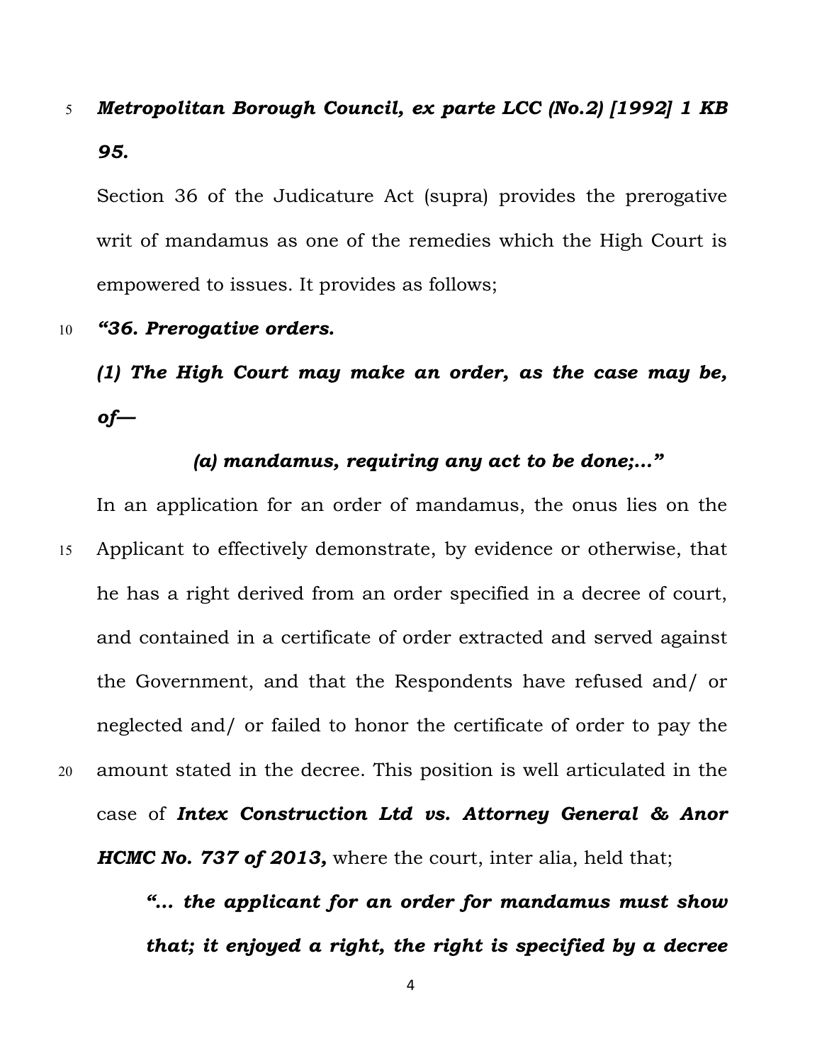***Metropolitan Borough Council, ex parte LCC (No.2) [1992] 1 KB 95.***

Section 36 of the Judicature Act (supra) provides the prerogative writ of mandamus as one of the remedies which the High Court is empowered to issues. It provides as follows;

***"36. Prerogative orders.***

***(1) The High Court may make an order, as the case may be, of—***

***(a) mandamus, requiring any act to be done;…"***

In an application for an order of mandamus, the onus lies on the Applicant to effectively demonstrate, by evidence or otherwise, that he has a right derived from an order specified in a decree of court, and contained in a certificate of order extracted and served against the Government, and that the Respondents have refused and/ or neglected and/ or failed to honor the certificate of order to pay the amount stated in the decree. This position is well articulated in the case of ***Intex Construction Ltd vs. Attorney General & Anor HCMC No. 737 of 2013,*** where the court, inter alia, held that;

> ***"… the applicant for an order for mandamus must show that; it enjoyed a right, the right is specified by a decree***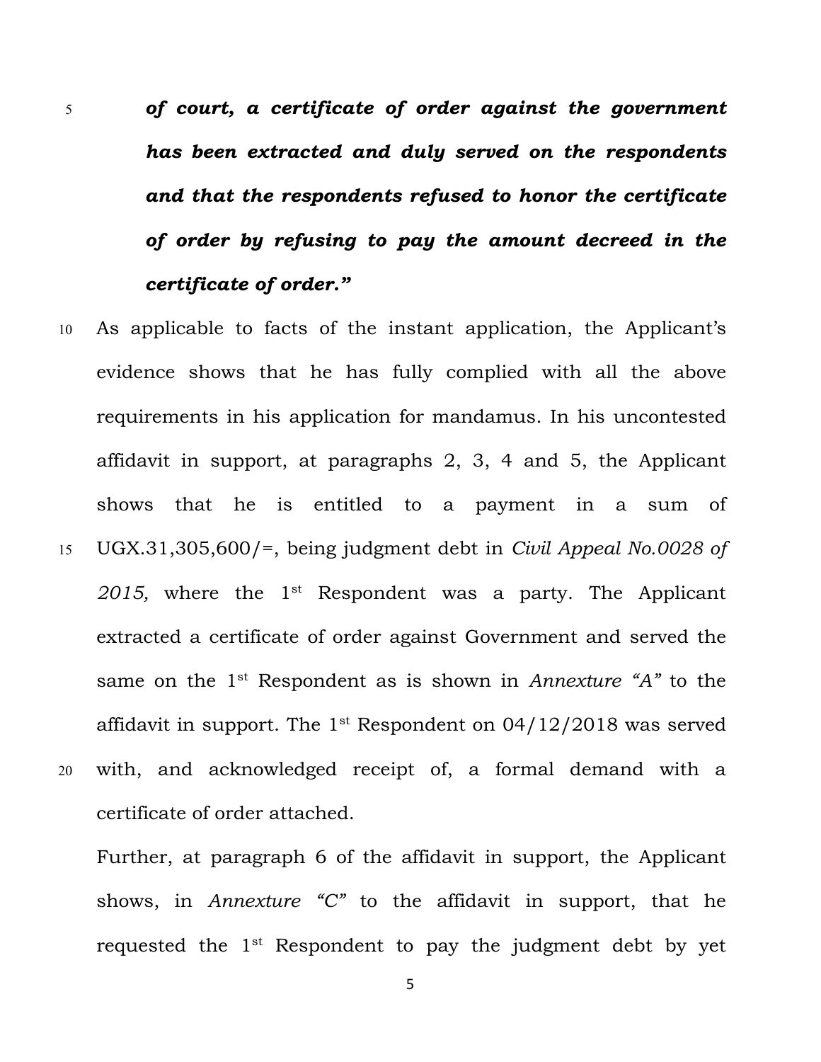***of court, a certificate of order against the government has been extracted and duly served on the respondents and that the respondents refused to honor the certificate of order by refusing to pay the amount decreed in the certificate of order.”***

As applicable to facts of the instant application, the Applicant's evidence shows that he has fully complied with all the above requirements in his application for mandamus. In his uncontested affidavit in support, at paragraphs 2, 3, 4 and 5, the Applicant shows that he is entitled to a payment in a sum of UGX.31,305,600/=, being judgment debt in *Civil Appeal No.0028 of 2015,* where the 1st Respondent was a party. The Applicant extracted a certificate of order against Government and served the same on the 1st Respondent as is shown in *Annexture “A”* to the affidavit in support. The 1st Respondent on 04/12/2018 was served with, and acknowledged receipt of, a formal demand with a certificate of order attached.

Further, at paragraph 6 of the affidavit in support, the Applicant shows, in *Annexture “C”* to the affidavit in support, that he requested the 1st Respondent to pay the judgment debt by yet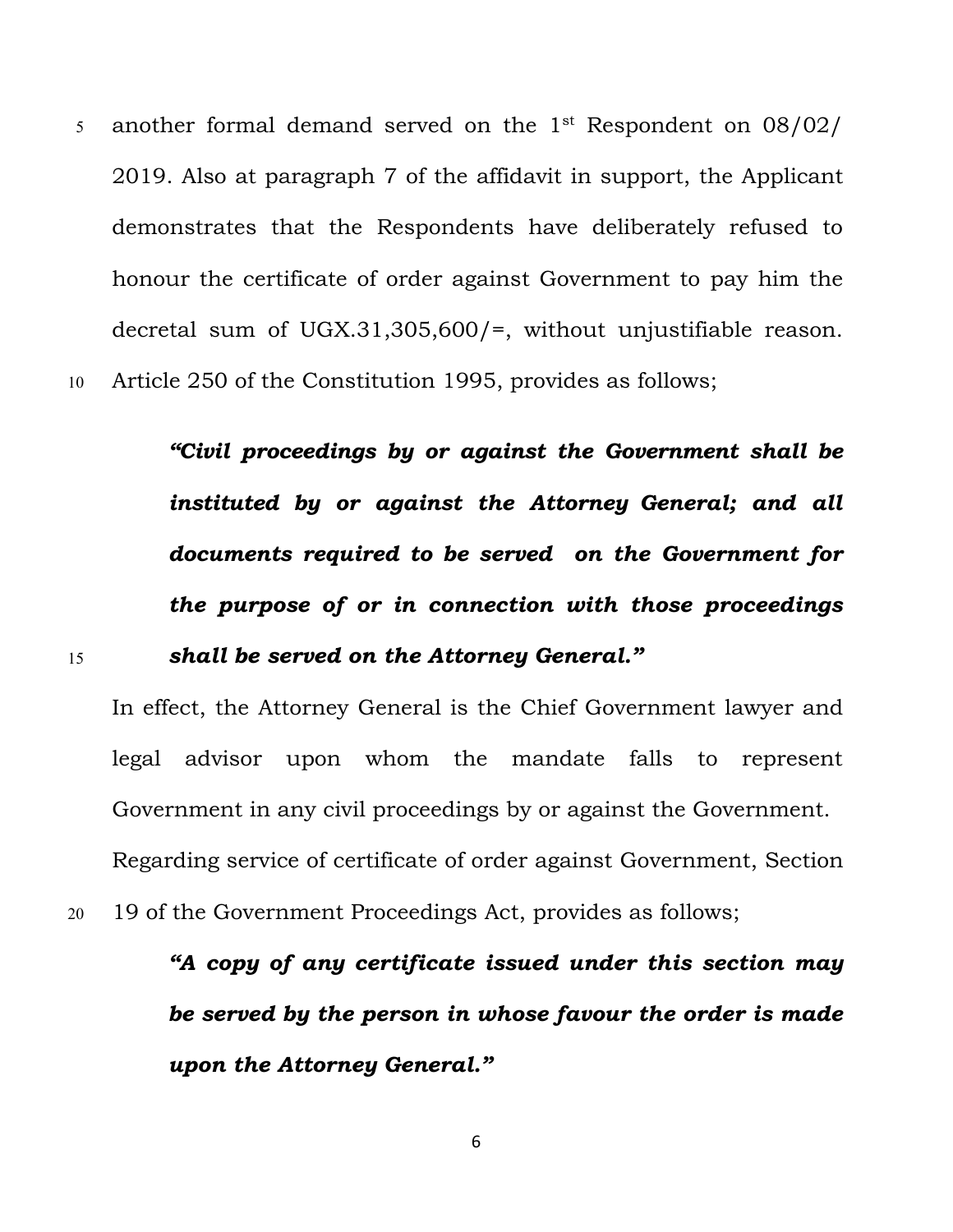another formal demand served on the 1st Respondent on 08/02/ 2019. Also at paragraph 7 of the affidavit in support, the Applicant demonstrates that the Respondents have deliberately refused to honour the certificate of order against Government to pay him the decretal sum of UGX.31,305,600/=, without unjustifiable reason. Article 250 of the Constitution 1995, provides as follows;

> ***"Civil proceedings by or against the Government shall be instituted by or against the Attorney General; and all documents required to be served on the Government for the purpose of or in connection with those proceedings shall be served on the Attorney General."***

In effect, the Attorney General is the Chief Government lawyer and legal advisor upon whom the mandate falls to represent Government in any civil proceedings by or against the Government. Regarding service of certificate of order against Government, Section 19 of the Government Proceedings Act, provides as follows;

> ***"A copy of any certificate issued under this section may be served by the person in whose favour the order is made upon the Attorney General."***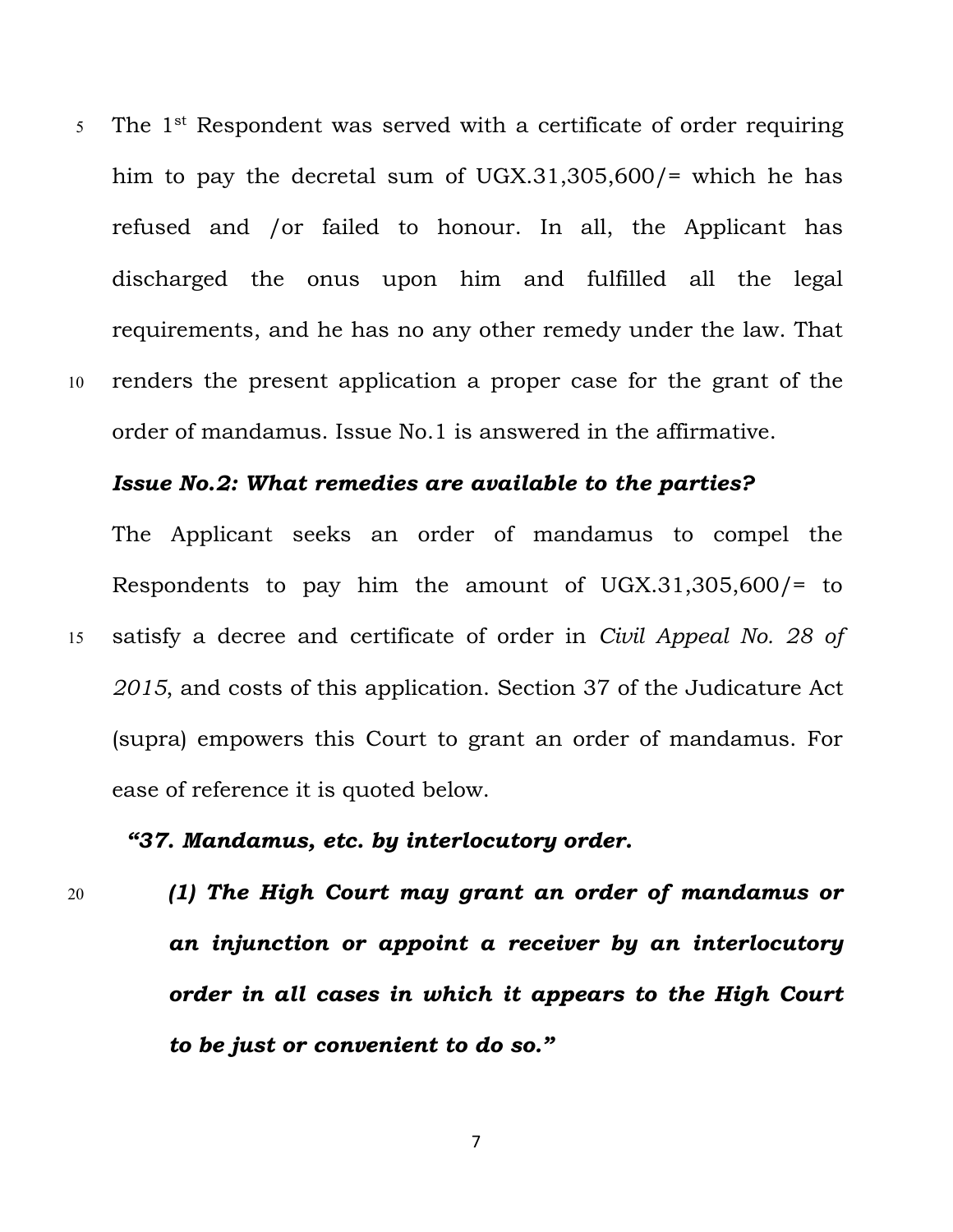The 1st Respondent was served with a certificate of order requiring him to pay the decretal sum of UGX.31,305,600/= which he has refused and /or failed to honour. In all, the Applicant has discharged the onus upon him and fulfilled all the legal requirements, and he has no any other remedy under the law. That renders the present application a proper case for the grant of the order of mandamus. Issue No.1 is answered in the affirmative.

***Issue No.2: What remedies are available to the parties?***

The Applicant seeks an order of mandamus to compel the Respondents to pay him the amount of UGX.31,305,600/= to satisfy a decree and certificate of order in *Civil Appeal No. 28 of 2015*, and costs of this application. Section 37 of the Judicature Act (supra) empowers this Court to grant an order of mandamus. For ease of reference it is quoted below.

> ***"37. Mandamus, etc. by interlocutory order.***
>
> ***(1) The High Court may grant an order of mandamus or an injunction or appoint a receiver by an interlocutory order in all cases in which it appears to the High Court to be just or convenient to do so."***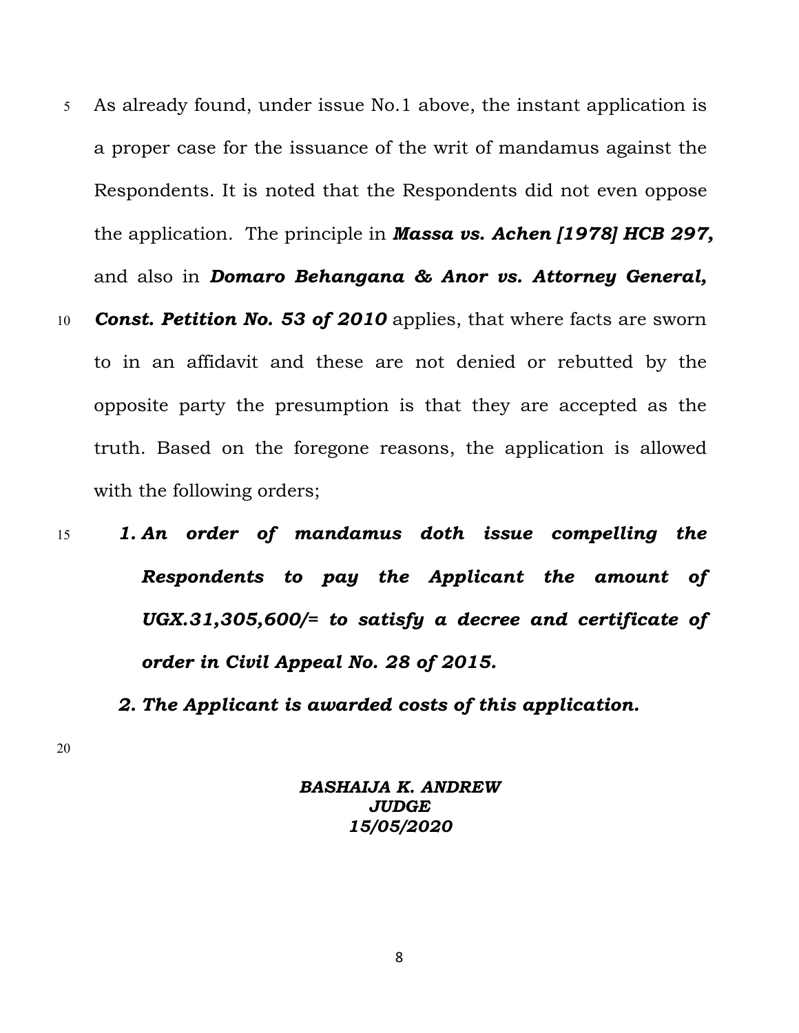As already found, under issue No.1 above, the instant application is a proper case for the issuance of the writ of mandamus against the Respondents. It is noted that the Respondents did not even oppose the application. The principle in ***Massa vs. Achen [1978] HCB 297,*** and also in ***Domaro Behangana & Anor vs. Attorney General, Const. Petition No. 53 of 2010*** applies, that where facts are sworn to in an affidavit and these are not denied or rebutted by the opposite party the presumption is that they are accepted as the truth. Based on the foregone reasons, the application is allowed with the following orders;

1. ***An order of mandamus doth issue compelling the Respondents to pay the Applicant the amount of UGX.31,305,600/= to satisfy a decree and certificate of order in Civil Appeal No. 28 of 2015.***
2. ***The Applicant is awarded costs of this application.***

***BASHAIJA K. ANDREW***
***JUDGE***
***15/05/2020***